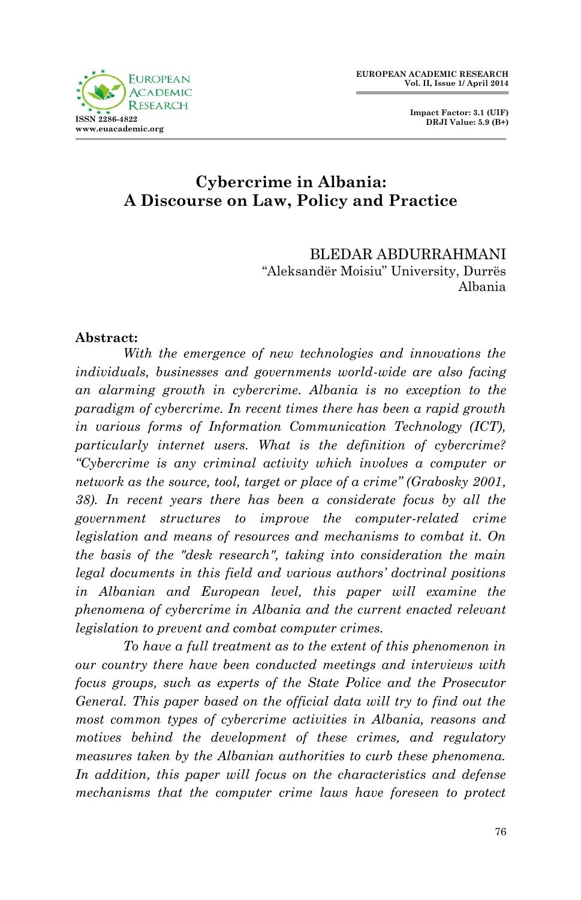# Cybercrime in Albania: A Discourse on Law, Policy and Practice

BLEDAR ABDURRAHMANI
"Aleksandër Moisiu" University, Durrës
Albania

**Abstract:**

*With the emergence of new technologies and innovations the individuals, businesses and governments world-wide are also facing an alarming growth in cybercrime. Albania is no exception to the paradigm of cybercrime. In recent times there has been a rapid growth in various forms of Information Communication Technology (ICT), particularly internet users. What is the definition of cybercrime? "Cybercrime is any criminal activity which involves a computer or network as the source, tool, target or place of a crime" (Grabosky 2001, 38). In recent years there has been a considerate focus by all the government structures to improve the computer-related crime legislation and means of resources and mechanisms to combat it. On the basis of the "desk research", taking into consideration the main legal documents in this field and various authors' doctrinal positions in Albanian and European level, this paper will examine the phenomena of cybercrime in Albania and the current enacted relevant legislation to prevent and combat computer crimes.*

*To have a full treatment as to the extent of this phenomenon in our country there have been conducted meetings and interviews with focus groups, such as experts of the State Police and the Prosecutor General. This paper based on the official data will try to find out the most common types of cybercrime activities in Albania, reasons and motives behind the development of these crimes, and regulatory measures taken by the Albanian authorities to curb these phenomena. In addition, this paper will focus on the characteristics and defense mechanisms that the computer crime laws have foreseen to protect*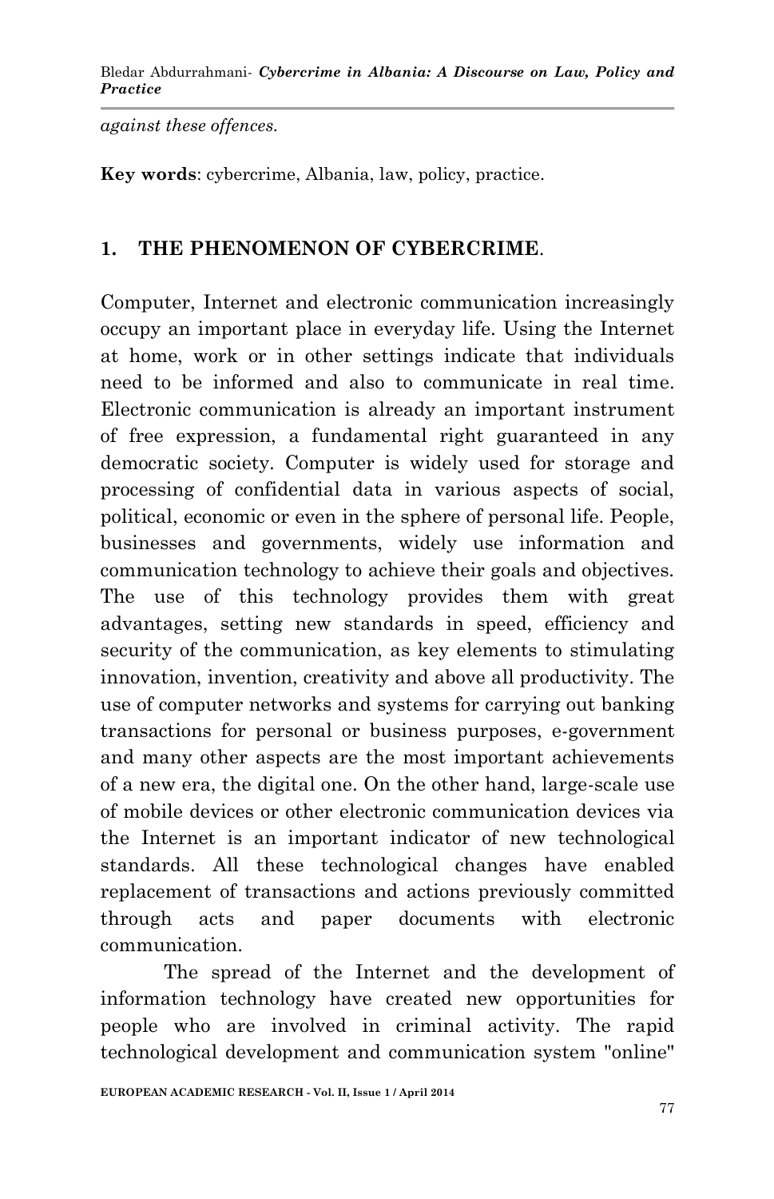*against these offences.*

**Key words**: cybercrime, Albania, law, policy, practice.

## 1. THE PHENOMENON OF CYBERCRIME.

Computer, Internet and electronic communication increasingly occupy an important place in everyday life. Using the Internet at home, work or in other settings indicate that individuals need to be informed and also to communicate in real time. Electronic communication is already an important instrument of free expression, a fundamental right guaranteed in any democratic society. Computer is widely used for storage and processing of confidential data in various aspects of social, political, economic or even in the sphere of personal life. People, businesses and governments, widely use information and communication technology to achieve their goals and objectives. The use of this technology provides them with great advantages, setting new standards in speed, efficiency and security of the communication, as key elements to stimulating innovation, invention, creativity and above all productivity. The use of computer networks and systems for carrying out banking transactions for personal or business purposes, e-government and many other aspects are the most important achievements of a new era, the digital one. On the other hand, large-scale use of mobile devices or other electronic communication devices via the Internet is an important indicator of new technological standards. All these technological changes have enabled replacement of transactions and actions previously committed through acts and paper documents with electronic communication.

The spread of the Internet and the development of information technology have created new opportunities for people who are involved in criminal activity. The rapid technological development and communication system "online"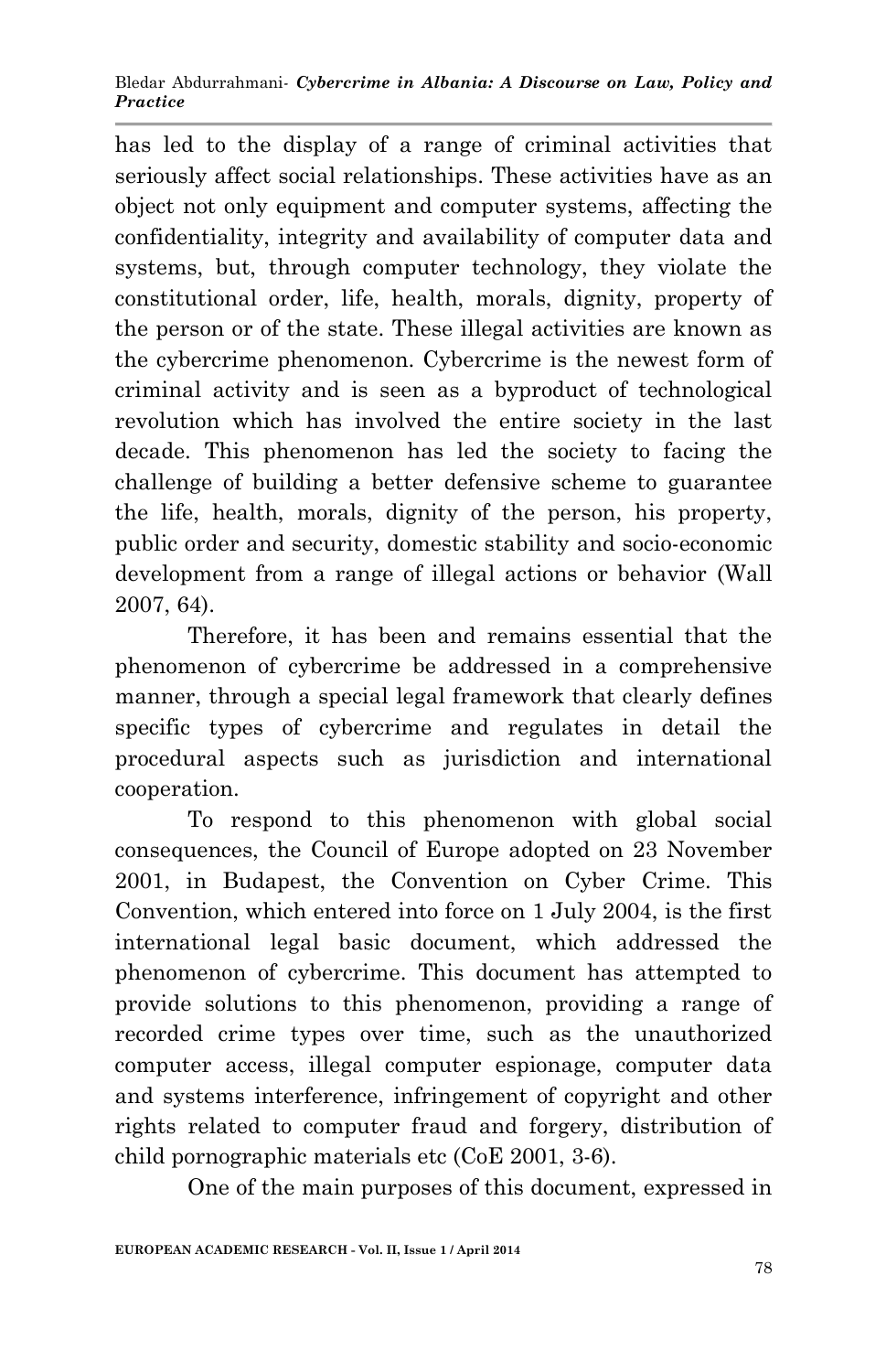has led to the display of a range of criminal activities that seriously affect social relationships. These activities have as an object not only equipment and computer systems, affecting the confidentiality, integrity and availability of computer data and systems, but, through computer technology, they violate the constitutional order, life, health, morals, dignity, property of the person or of the state. These illegal activities are known as the cybercrime phenomenon. Cybercrime is the newest form of criminal activity and is seen as a byproduct of technological revolution which has involved the entire society in the last decade. This phenomenon has led the society to facing the challenge of building a better defensive scheme to guarantee the life, health, morals, dignity of the person, his property, public order and security, domestic stability and socio-economic development from a range of illegal actions or behavior (Wall 2007, 64).

Therefore, it has been and remains essential that the phenomenon of cybercrime be addressed in a comprehensive manner, through a special legal framework that clearly defines specific types of cybercrime and regulates in detail the procedural aspects such as jurisdiction and international cooperation.

To respond to this phenomenon with global social consequences, the Council of Europe adopted on 23 November 2001, in Budapest, the Convention on Cyber Crime. This Convention, which entered into force on 1 July 2004, is the first international legal basic document, which addressed the phenomenon of cybercrime. This document has attempted to provide solutions to this phenomenon, providing a range of recorded crime types over time, such as the unauthorized computer access, illegal computer espionage, computer data and systems interference, infringement of copyright and other rights related to computer fraud and forgery, distribution of child pornographic materials etc (CoE 2001, 3-6).

One of the main purposes of this document, expressed in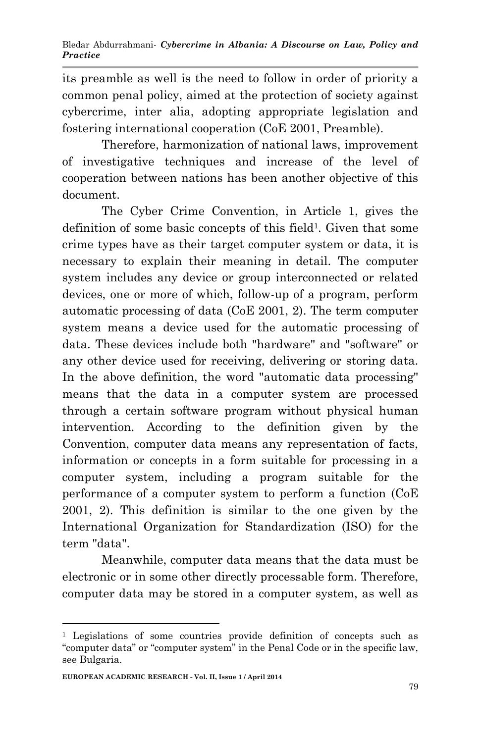its preamble as well is the need to follow in order of priority a common penal policy, aimed at the protection of society against cybercrime, inter alia, adopting appropriate legislation and fostering international cooperation (CoE 2001, Preamble).

Therefore, harmonization of national laws, improvement of investigative techniques and increase of the level of cooperation between nations has been another objective of this document.

The Cyber Crime Convention, in Article 1, gives the definition of some basic concepts of this field[1]. Given that some crime types have as their target computer system or data, it is necessary to explain their meaning in detail. The computer system includes any device or group interconnected or related devices, one or more of which, follow-up of a program, perform automatic processing of data (CoE 2001, 2). The term computer system means a device used for the automatic processing of data. These devices include both "hardware" and "software" or any other device used for receiving, delivering or storing data. In the above definition, the word "automatic data processing" means that the data in a computer system are processed through a certain software program without physical human intervention. According to the definition given by the Convention, computer data means any representation of facts, information or concepts in a form suitable for processing in a computer system, including a program suitable for the performance of a computer system to perform a function (CoE 2001, 2). This definition is similar to the one given by the International Organization for Standardization (ISO) for the term "data".

Meanwhile, computer data means that the data must be electronic or in some other directly processable form. Therefore, computer data may be stored in a computer system, as well as

---

[1] Legislations of some countries provide definition of concepts such as "computer data" or "computer system" in the Penal Code or in the specific law, see Bulgaria.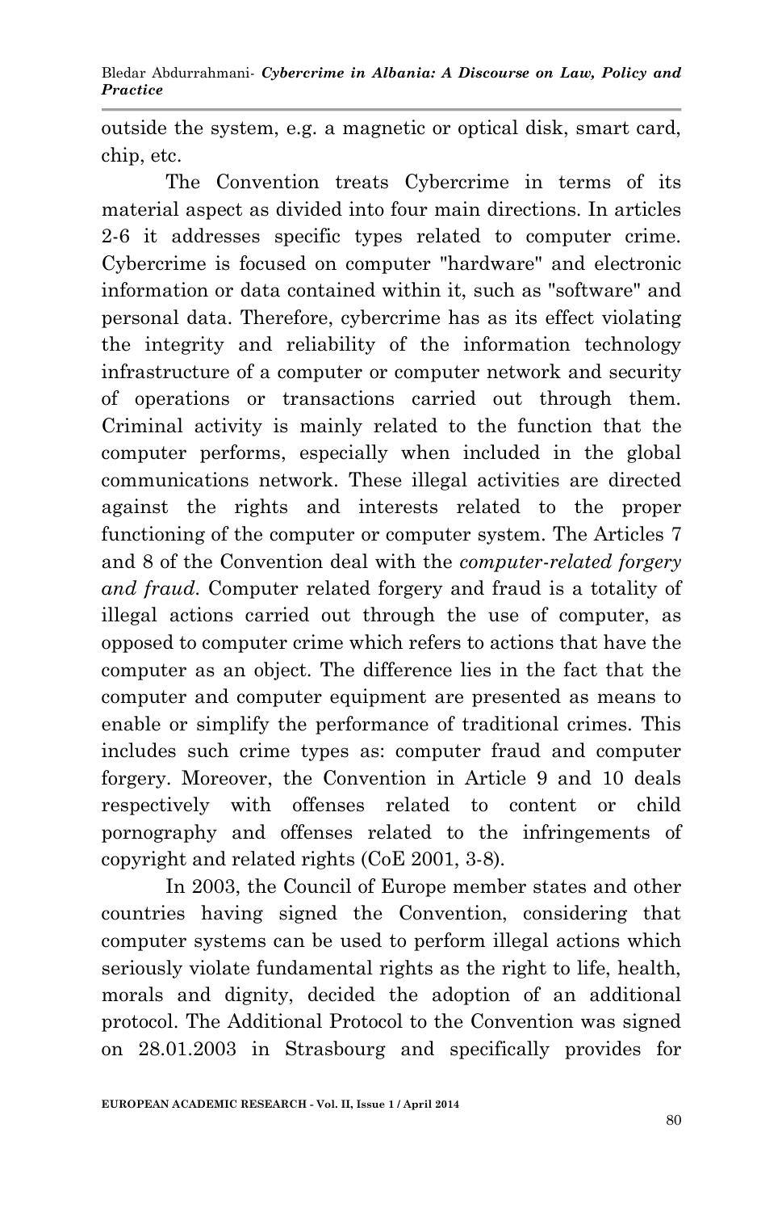outside the system, e.g. a magnetic or optical disk, smart card, chip, etc.

The Convention treats Cybercrime in terms of its material aspect as divided into four main directions. In articles 2-6 it addresses specific types related to computer crime. Cybercrime is focused on computer "hardware" and electronic information or data contained within it, such as "software" and personal data. Therefore, cybercrime has as its effect violating the integrity and reliability of the information technology infrastructure of a computer or computer network and security of operations or transactions carried out through them. Criminal activity is mainly related to the function that the computer performs, especially when included in the global communications network. These illegal activities are directed against the rights and interests related to the proper functioning of the computer or computer system. The Articles 7 and 8 of the Convention deal with the *computer-related forgery and fraud.* Computer related forgery and fraud is a totality of illegal actions carried out through the use of computer, as opposed to computer crime which refers to actions that have the computer as an object. The difference lies in the fact that the computer and computer equipment are presented as means to enable or simplify the performance of traditional crimes. This includes such crime types as: computer fraud and computer forgery. Moreover, the Convention in Article 9 and 10 deals respectively with offenses related to content or child pornography and offenses related to the infringements of copyright and related rights (CoE 2001, 3-8).

In 2003, the Council of Europe member states and other countries having signed the Convention, considering that computer systems can be used to perform illegal actions which seriously violate fundamental rights as the right to life, health, morals and dignity, decided the adoption of an additional protocol. The Additional Protocol to the Convention was signed on 28.01.2003 in Strasbourg and specifically provides for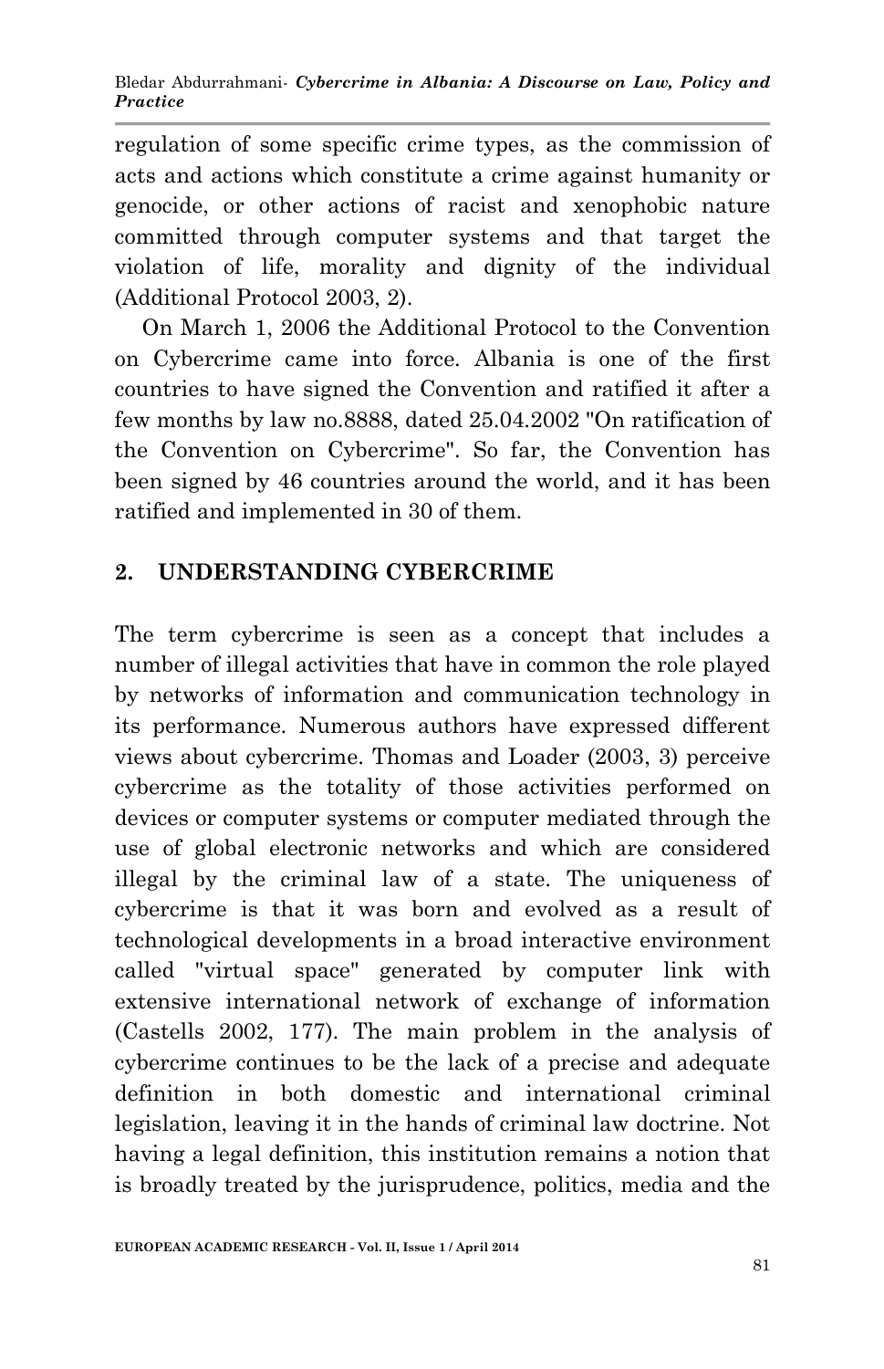regulation of some specific crime types, as the commission of acts and actions which constitute a crime against humanity or genocide, or other actions of racist and xenophobic nature committed through computer systems and that target the violation of life, morality and dignity of the individual (Additional Protocol 2003, 2).

On March 1, 2006 the Additional Protocol to the Convention on Cybercrime came into force. Albania is one of the first countries to have signed the Convention and ratified it after a few months by law no.8888, dated 25.04.2002 "On ratification of the Convention on Cybercrime". So far, the Convention has been signed by 46 countries around the world, and it has been ratified and implemented in 30 of them.

## 2. UNDERSTANDING CYBERCRIME

The term cybercrime is seen as a concept that includes a number of illegal activities that have in common the role played by networks of information and communication technology in its performance. Numerous authors have expressed different views about cybercrime. Thomas and Loader (2003, 3) perceive cybercrime as the totality of those activities performed on devices or computer systems or computer mediated through the use of global electronic networks and which are considered illegal by the criminal law of a state. The uniqueness of cybercrime is that it was born and evolved as a result of technological developments in a broad interactive environment called "virtual space" generated by computer link with extensive international network of exchange of information (Castells 2002, 177). The main problem in the analysis of cybercrime continues to be the lack of a precise and adequate definition in both domestic and international criminal legislation, leaving it in the hands of criminal law doctrine. Not having a legal definition, this institution remains a notion that is broadly treated by the jurisprudence, politics, media and the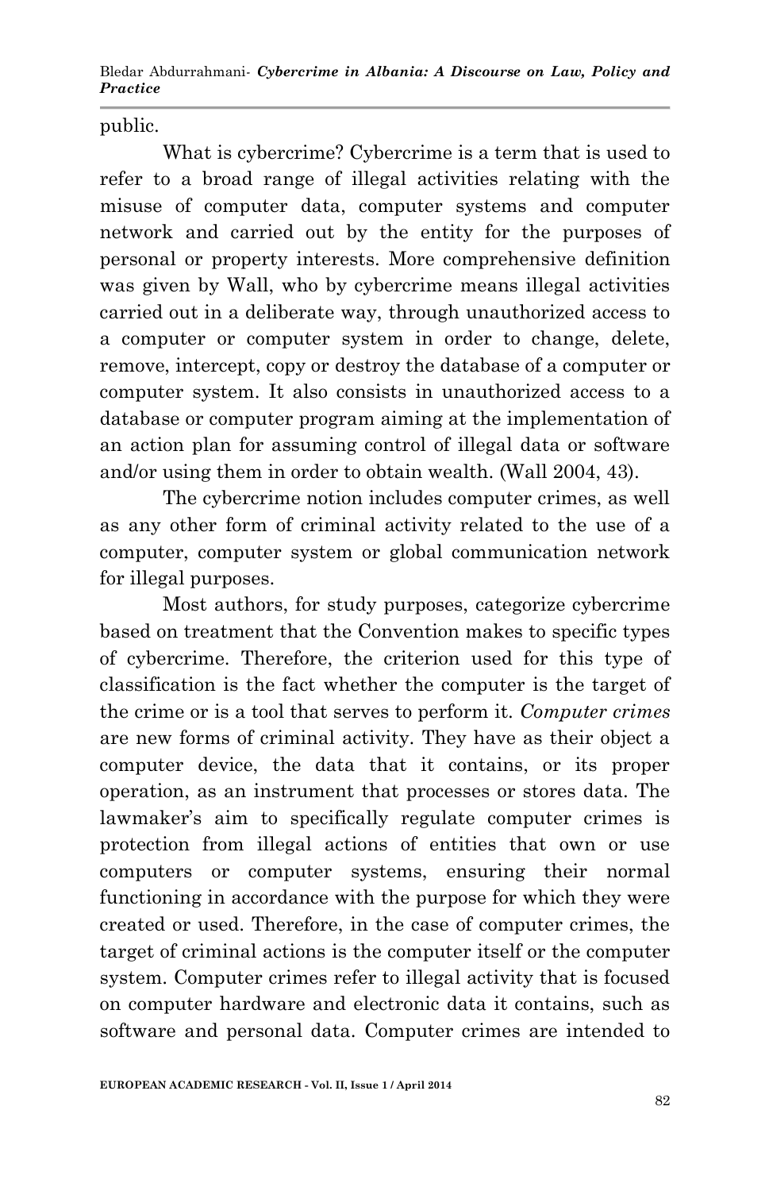public.

What is cybercrime? Cybercrime is a term that is used to refer to a broad range of illegal activities relating with the misuse of computer data, computer systems and computer network and carried out by the entity for the purposes of personal or property interests. More comprehensive definition was given by Wall, who by cybercrime means illegal activities carried out in a deliberate way, through unauthorized access to a computer or computer system in order to change, delete, remove, intercept, copy or destroy the database of a computer or computer system. It also consists in unauthorized access to a database or computer program aiming at the implementation of an action plan for assuming control of illegal data or software and/or using them in order to obtain wealth. (Wall 2004, 43).

The cybercrime notion includes computer crimes, as well as any other form of criminal activity related to the use of a computer, computer system or global communication network for illegal purposes.

Most authors, for study purposes, categorize cybercrime based on treatment that the Convention makes to specific types of cybercrime. Therefore, the criterion used for this type of classification is the fact whether the computer is the target of the crime or is a tool that serves to perform it. *Computer crimes* are new forms of criminal activity. They have as their object a computer device, the data that it contains, or its proper operation, as an instrument that processes or stores data. The lawmaker's aim to specifically regulate computer crimes is protection from illegal actions of entities that own or use computers or computer systems, ensuring their normal functioning in accordance with the purpose for which they were created or used. Therefore, in the case of computer crimes, the target of criminal actions is the computer itself or the computer system. Computer crimes refer to illegal activity that is focused on computer hardware and electronic data it contains, such as software and personal data. Computer crimes are intended to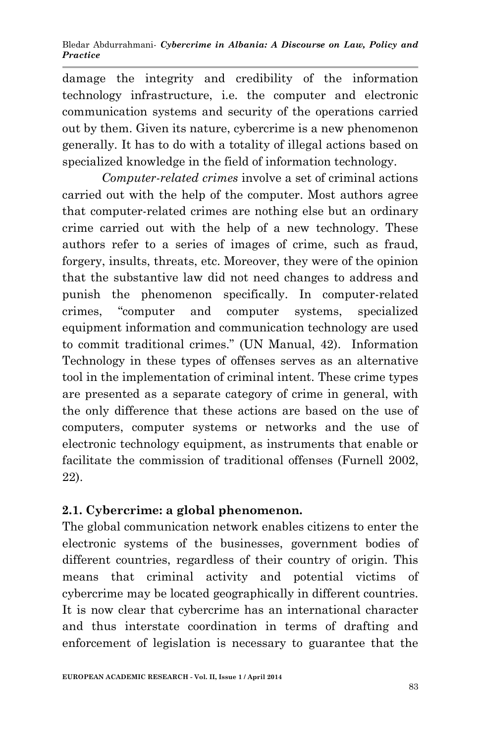damage the integrity and credibility of the information technology infrastructure, i.e. the computer and electronic communication systems and security of the operations carried out by them. Given its nature, cybercrime is a new phenomenon generally. It has to do with a totality of illegal actions based on specialized knowledge in the field of information technology.

*Computer-related crimes* involve a set of criminal actions carried out with the help of the computer. Most authors agree that computer-related crimes are nothing else but an ordinary crime carried out with the help of a new technology. These authors refer to a series of images of crime, such as fraud, forgery, insults, threats, etc. Moreover, they were of the opinion that the substantive law did not need changes to address and punish the phenomenon specifically. In computer-related crimes, "computer and computer systems, specialized equipment information and communication technology are used to commit traditional crimes." (UN Manual, 42). Information Technology in these types of offenses serves as an alternative tool in the implementation of criminal intent. These crime types are presented as a separate category of crime in general, with the only difference that these actions are based on the use of computers, computer systems or networks and the use of electronic technology equipment, as instruments that enable or facilitate the commission of traditional offenses (Furnell 2002, 22).

### 2.1. Cybercrime: a global phenomenon.

The global communication network enables citizens to enter the electronic systems of the businesses, government bodies of different countries, regardless of their country of origin. This means that criminal activity and potential victims of cybercrime may be located geographically in different countries. It is now clear that cybercrime has an international character and thus interstate coordination in terms of drafting and enforcement of legislation is necessary to guarantee that the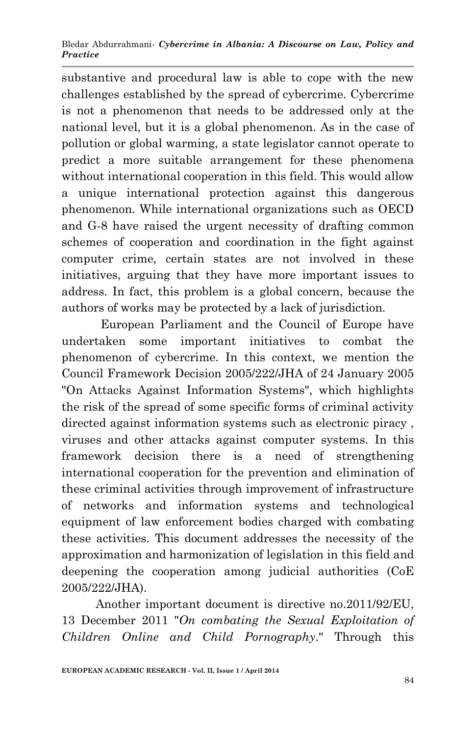substantive and procedural law is able to cope with the new challenges established by the spread of cybercrime. Cybercrime is not a phenomenon that needs to be addressed only at the national level, but it is a global phenomenon. As in the case of pollution or global warming, a state legislator cannot operate to predict a more suitable arrangement for these phenomena without international cooperation in this field. This would allow a unique international protection against this dangerous phenomenon. While international organizations such as OECD and G-8 have raised the urgent necessity of drafting common schemes of cooperation and coordination in the fight against computer crime, certain states are not involved in these initiatives, arguing that they have more important issues to address. In fact, this problem is a global concern, because the authors of works may be protected by a lack of jurisdiction.

European Parliament and the Council of Europe have undertaken some important initiatives to combat the phenomenon of cybercrime. In this context, we mention the Council Framework Decision 2005/222/JHA of 24 January 2005 "On Attacks Against Information Systems", which highlights the risk of the spread of some specific forms of criminal activity directed against information systems such as electronic piracy , viruses and other attacks against computer systems. In this framework decision there is a need of strengthening international cooperation for the prevention and elimination of these criminal activities through improvement of infrastructure of networks and information systems and technological equipment of law enforcement bodies charged with combating these activities. This document addresses the necessity of the approximation and harmonization of legislation in this field and deepening the cooperation among judicial authorities (CoE 2005/222/JHA).

Another important document is directive no.2011/92/EU, 13 December 2011 "*On combating the Sexual Exploitation of Children Online and Child Pornography*." Through this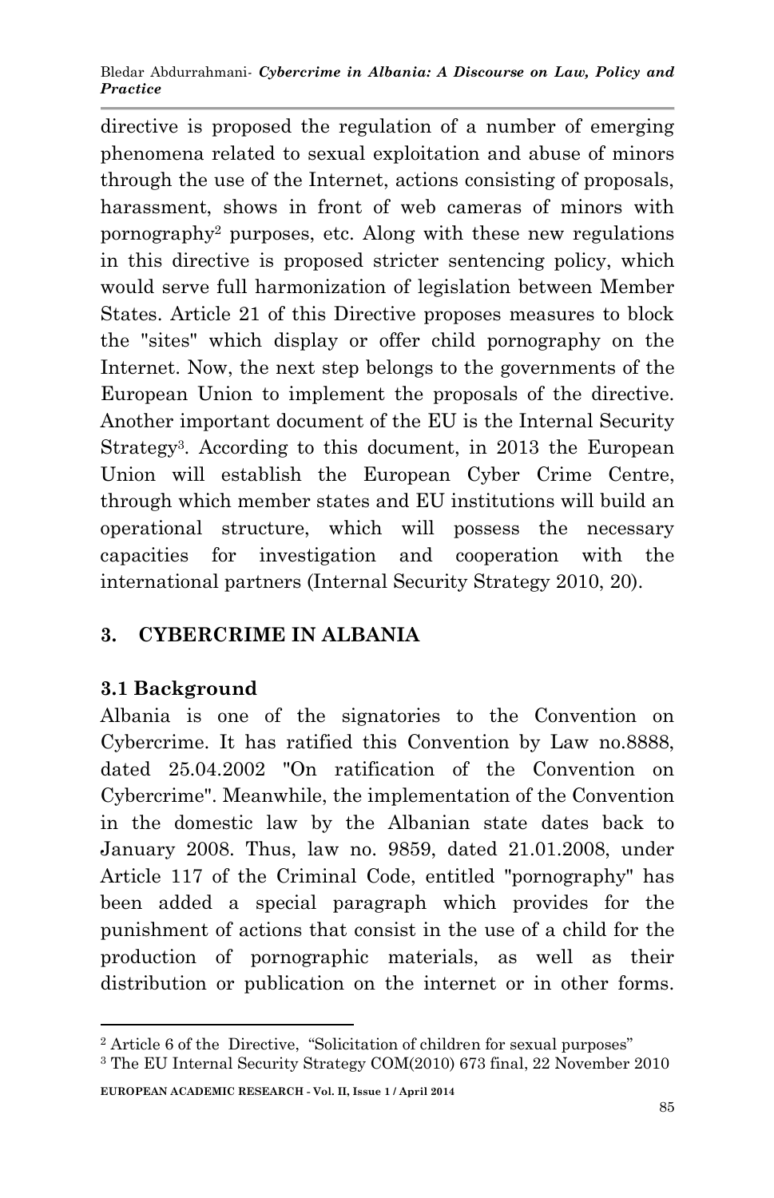directive is proposed the regulation of a number of emerging phenomena related to sexual exploitation and abuse of minors through the use of the Internet, actions consisting of proposals, harassment, shows in front of web cameras of minors with pornography[2] purposes, etc. Along with these new regulations in this directive is proposed stricter sentencing policy, which would serve full harmonization of legislation between Member States. Article 21 of this Directive proposes measures to block the "sites" which display or offer child pornography on the Internet. Now, the next step belongs to the governments of the European Union to implement the proposals of the directive. Another important document of the EU is the Internal Security Strategy[3]. According to this document, in 2013 the European Union will establish the European Cyber Crime Centre, through which member states and EU institutions will build an operational structure, which will possess the necessary capacities for investigation and cooperation with the international partners (Internal Security Strategy 2010, 20).

## 3. CYBERCRIME IN ALBANIA

### 3.1 Background

Albania is one of the signatories to the Convention on Cybercrime. It has ratified this Convention by Law no.8888, dated 25.04.2002 "On ratification of the Convention on Cybercrime". Meanwhile, the implementation of the Convention in the domestic law by the Albanian state dates back to January 2008. Thus, law no. 9859, dated 21.01.2008, under Article 117 of the Criminal Code, entitled "pornography" has been added a special paragraph which provides for the punishment of actions that consist in the use of a child for the production of pornographic materials, as well as their distribution or publication on the internet or in other forms.

---

[2] Article 6 of the Directive, "Solicitation of children for sexual purposes"

[3] The EU Internal Security Strategy COM(2010) 673 final, 22 November 2010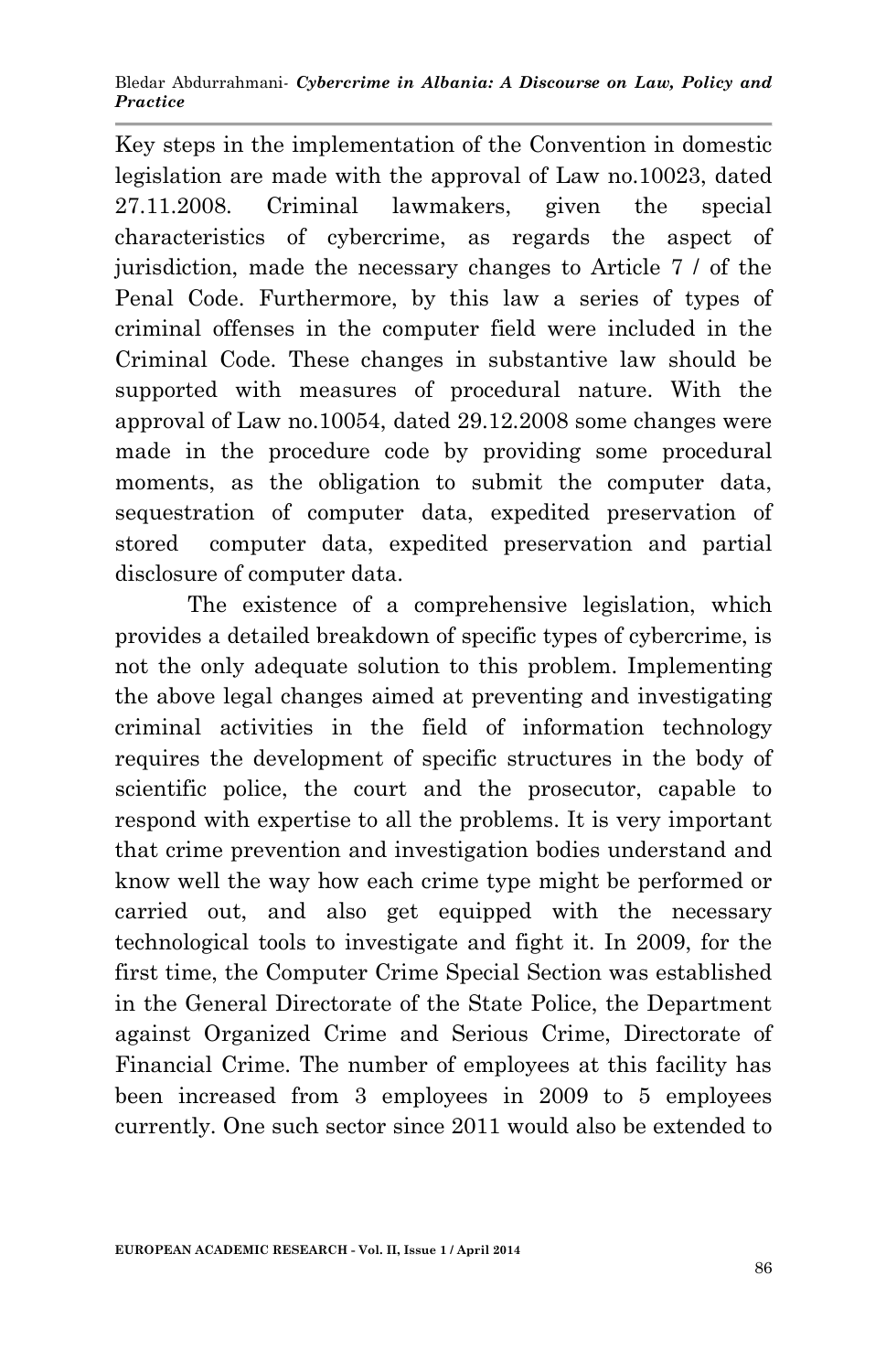Key steps in the implementation of the Convention in domestic legislation are made with the approval of Law no.10023, dated 27.11.2008. Criminal lawmakers, given the special characteristics of cybercrime, as regards the aspect of jurisdiction, made the necessary changes to Article 7 / of the Penal Code. Furthermore, by this law a series of types of criminal offenses in the computer field were included in the Criminal Code. These changes in substantive law should be supported with measures of procedural nature. With the approval of Law no.10054, dated 29.12.2008 some changes were made in the procedure code by providing some procedural moments, as the obligation to submit the computer data, sequestration of computer data, expedited preservation of stored computer data, expedited preservation and partial disclosure of computer data.

The existence of a comprehensive legislation, which provides a detailed breakdown of specific types of cybercrime, is not the only adequate solution to this problem. Implementing the above legal changes aimed at preventing and investigating criminal activities in the field of information technology requires the development of specific structures in the body of scientific police, the court and the prosecutor, capable to respond with expertise to all the problems. It is very important that crime prevention and investigation bodies understand and know well the way how each crime type might be performed or carried out, and also get equipped with the necessary technological tools to investigate and fight it. In 2009, for the first time, the Computer Crime Special Section was established in the General Directorate of the State Police, the Department against Organized Crime and Serious Crime, Directorate of Financial Crime. The number of employees at this facility has been increased from 3 employees in 2009 to 5 employees currently. One such sector since 2011 would also be extended to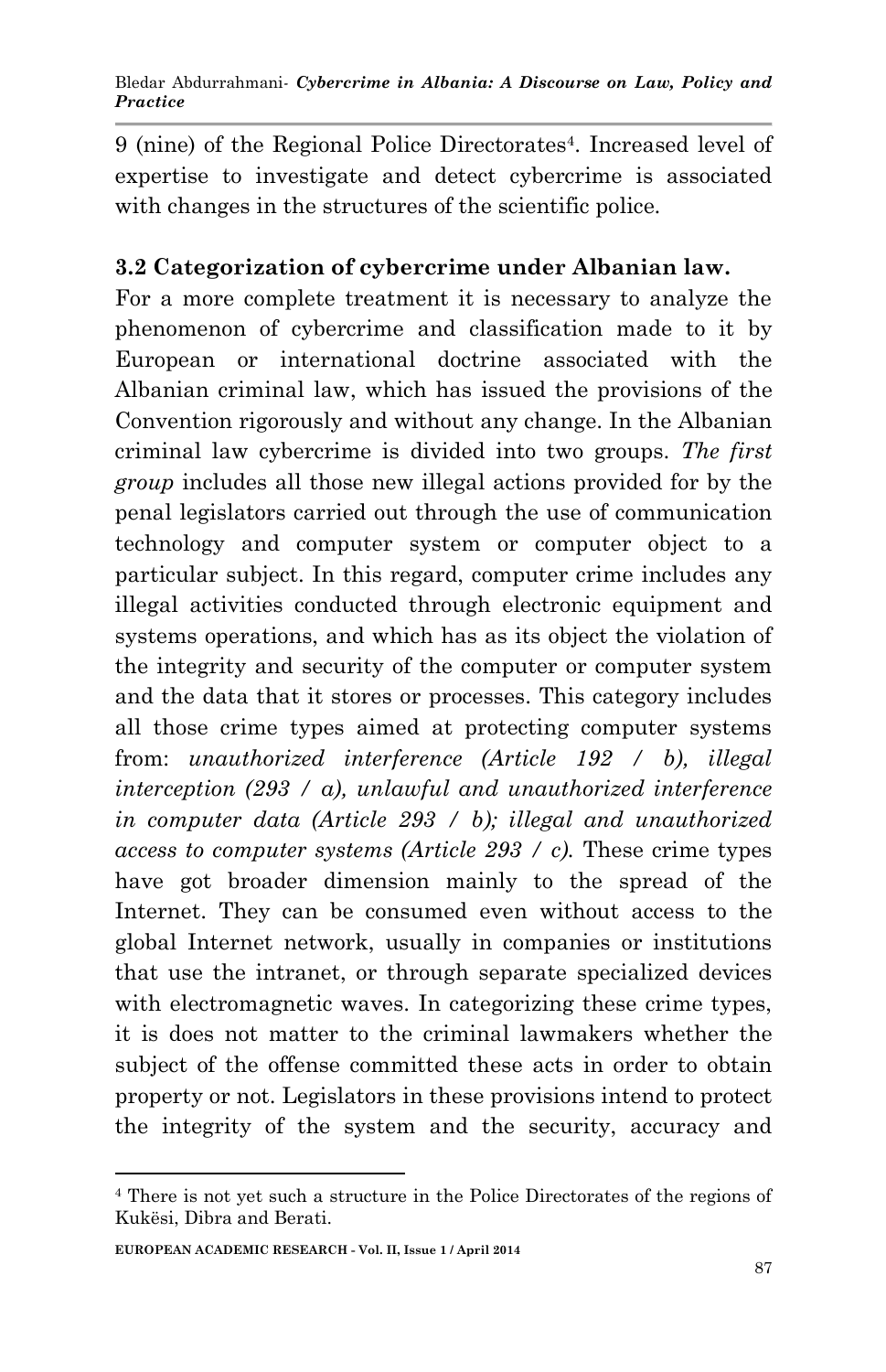9 (nine) of the Regional Police Directorates[4]. Increased level of expertise to investigate and detect cybercrime is associated with changes in the structures of the scientific police.

### 3.2 Categorization of cybercrime under Albanian law.

For a more complete treatment it is necessary to analyze the phenomenon of cybercrime and classification made to it by European or international doctrine associated with the Albanian criminal law, which has issued the provisions of the Convention rigorously and without any change. In the Albanian criminal law cybercrime is divided into two groups. *The first group* includes all those new illegal actions provided for by the penal legislators carried out through the use of communication technology and computer system or computer object to a particular subject. In this regard, computer crime includes any illegal activities conducted through electronic equipment and systems operations, and which has as its object the violation of the integrity and security of the computer or computer system and the data that it stores or processes. This category includes all those crime types aimed at protecting computer systems from: *unauthorized interference (Article 192 / b), illegal interception (293 / a), unlawful and unauthorized interference in computer data (Article 293 / b); illegal and unauthorized access to computer systems (Article 293 / c).* These crime types have got broader dimension mainly to the spread of the Internet. They can be consumed even without access to the global Internet network, usually in companies or institutions that use the intranet, or through separate specialized devices with electromagnetic waves. In categorizing these crime types, it is does not matter to the criminal lawmakers whether the subject of the offense committed these acts in order to obtain property or not. Legislators in these provisions intend to protect the integrity of the system and the security, accuracy and

---

[4] There is not yet such a structure in the Police Directorates of the regions of Kukësi, Dibra and Berati.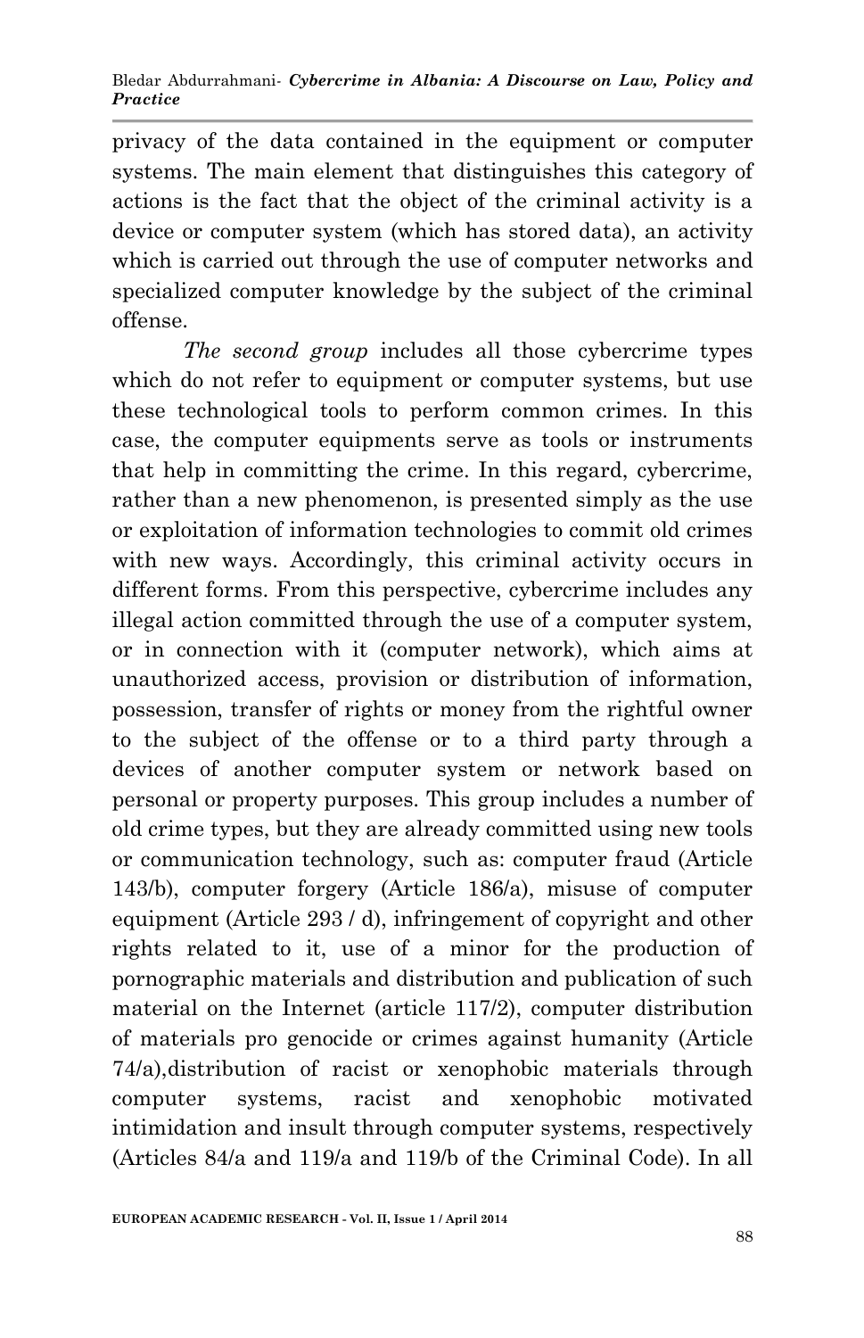privacy of the data contained in the equipment or computer systems. The main element that distinguishes this category of actions is the fact that the object of the criminal activity is a device or computer system (which has stored data), an activity which is carried out through the use of computer networks and specialized computer knowledge by the subject of the criminal offense.

*The second group* includes all those cybercrime types which do not refer to equipment or computer systems, but use these technological tools to perform common crimes. In this case, the computer equipments serve as tools or instruments that help in committing the crime. In this regard, cybercrime, rather than a new phenomenon, is presented simply as the use or exploitation of information technologies to commit old crimes with new ways. Accordingly, this criminal activity occurs in different forms. From this perspective, cybercrime includes any illegal action committed through the use of a computer system, or in connection with it (computer network), which aims at unauthorized access, provision or distribution of information, possession, transfer of rights or money from the rightful owner to the subject of the offense or to a third party through a devices of another computer system or network based on personal or property purposes. This group includes a number of old crime types, but they are already committed using new tools or communication technology, such as: computer fraud (Article 143/b), computer forgery (Article 186/a), misuse of computer equipment (Article 293 / d), infringement of copyright and other rights related to it, use of a minor for the production of pornographic materials and distribution and publication of such material on the Internet (article 117/2), computer distribution of materials pro genocide or crimes against humanity (Article 74/a),distribution of racist or xenophobic materials through computer systems, racist and xenophobic motivated intimidation and insult through computer systems, respectively (Articles 84/a and 119/a and 119/b of the Criminal Code). In all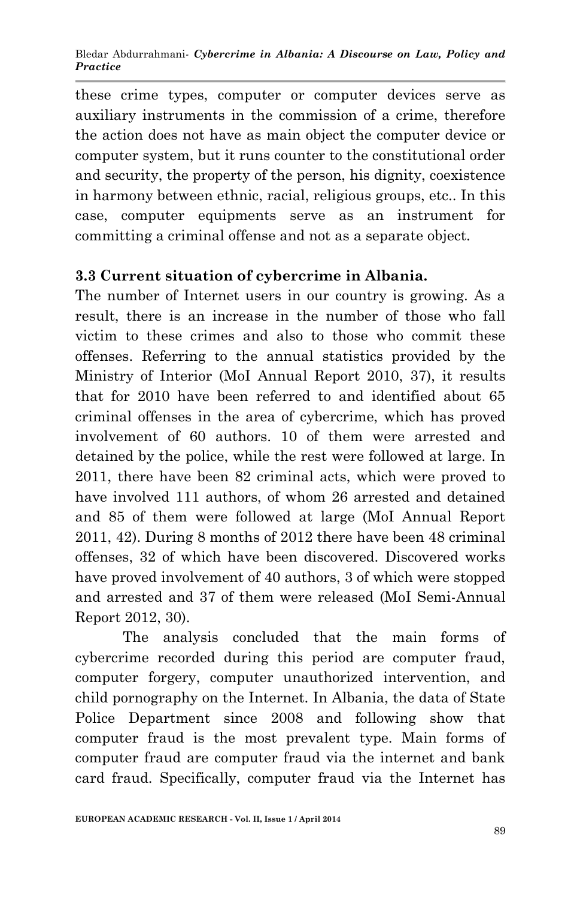these crime types, computer or computer devices serve as auxiliary instruments in the commission of a crime, therefore the action does not have as main object the computer device or computer system, but it runs counter to the constitutional order and security, the property of the person, his dignity, coexistence in harmony between ethnic, racial, religious groups, etc.. In this case, computer equipments serve as an instrument for committing a criminal offense and not as a separate object.

### 3.3 Current situation of cybercrime in Albania.

The number of Internet users in our country is growing. As a result, there is an increase in the number of those who fall victim to these crimes and also to those who commit these offenses. Referring to the annual statistics provided by the Ministry of Interior (MoI Annual Report 2010, 37), it results that for 2010 have been referred to and identified about 65 criminal offenses in the area of cybercrime, which has proved involvement of 60 authors. 10 of them were arrested and detained by the police, while the rest were followed at large. In 2011, there have been 82 criminal acts, which were proved to have involved 111 authors, of whom 26 arrested and detained and 85 of them were followed at large (MoI Annual Report 2011, 42). During 8 months of 2012 there have been 48 criminal offenses, 32 of which have been discovered. Discovered works have proved involvement of 40 authors, 3 of which were stopped and arrested and 37 of them were released (MoI Semi-Annual Report 2012, 30).

The analysis concluded that the main forms of cybercrime recorded during this period are computer fraud, computer forgery, computer unauthorized intervention, and child pornography on the Internet. In Albania, the data of State Police Department since 2008 and following show that computer fraud is the most prevalent type. Main forms of computer fraud are computer fraud via the internet and bank card fraud. Specifically, computer fraud via the Internet has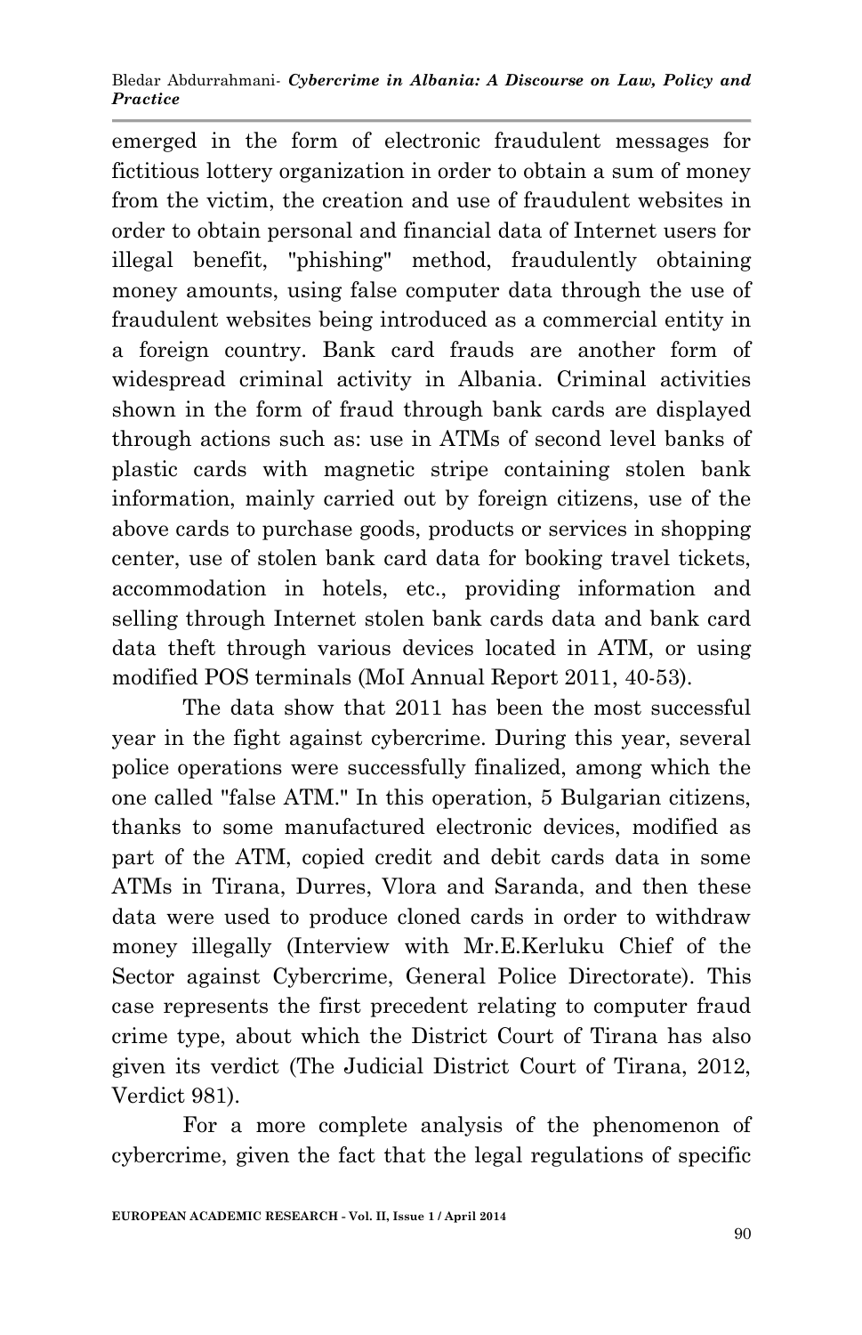emerged in the form of electronic fraudulent messages for fictitious lottery organization in order to obtain a sum of money from the victim, the creation and use of fraudulent websites in order to obtain personal and financial data of Internet users for illegal benefit, "phishing" method, fraudulently obtaining money amounts, using false computer data through the use of fraudulent websites being introduced as a commercial entity in a foreign country. Bank card frauds are another form of widespread criminal activity in Albania. Criminal activities shown in the form of fraud through bank cards are displayed through actions such as: use in ATMs of second level banks of plastic cards with magnetic stripe containing stolen bank information, mainly carried out by foreign citizens, use of the above cards to purchase goods, products or services in shopping center, use of stolen bank card data for booking travel tickets, accommodation in hotels, etc., providing information and selling through Internet stolen bank cards data and bank card data theft through various devices located in ATM, or using modified POS terminals (MoI Annual Report 2011, 40-53).

The data show that 2011 has been the most successful year in the fight against cybercrime. During this year, several police operations were successfully finalized, among which the one called "false ATM." In this operation, 5 Bulgarian citizens, thanks to some manufactured electronic devices, modified as part of the ATM, copied credit and debit cards data in some ATMs in Tirana, Durres, Vlora and Saranda, and then these data were used to produce cloned cards in order to withdraw money illegally (Interview with Mr.E.Kerluku Chief of the Sector against Cybercrime, General Police Directorate). This case represents the first precedent relating to computer fraud crime type, about which the District Court of Tirana has also given its verdict (The Judicial District Court of Tirana, 2012, Verdict 981).

For a more complete analysis of the phenomenon of cybercrime, given the fact that the legal regulations of specific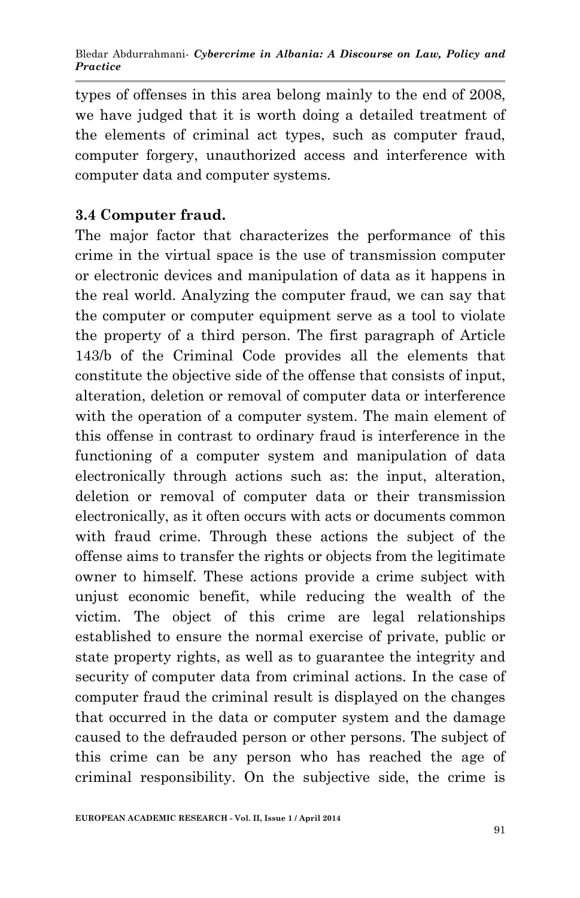types of offenses in this area belong mainly to the end of 2008, we have judged that it is worth doing a detailed treatment of the elements of criminal act types, such as computer fraud, computer forgery, unauthorized access and interference with computer data and computer systems.

### 3.4 Computer fraud.

The major factor that characterizes the performance of this crime in the virtual space is the use of transmission computer or electronic devices and manipulation of data as it happens in the real world. Analyzing the computer fraud, we can say that the computer or computer equipment serve as a tool to violate the property of a third person. The first paragraph of Article 143/b of the Criminal Code provides all the elements that constitute the objective side of the offense that consists of input, alteration, deletion or removal of computer data or interference with the operation of a computer system. The main element of this offense in contrast to ordinary fraud is interference in the functioning of a computer system and manipulation of data electronically through actions such as: the input, alteration, deletion or removal of computer data or their transmission electronically, as it often occurs with acts or documents common with fraud crime. Through these actions the subject of the offense aims to transfer the rights or objects from the legitimate owner to himself. These actions provide a crime subject with unjust economic benefit, while reducing the wealth of the victim. The object of this crime are legal relationships established to ensure the normal exercise of private, public or state property rights, as well as to guarantee the integrity and security of computer data from criminal actions. In the case of computer fraud the criminal result is displayed on the changes that occurred in the data or computer system and the damage caused to the defrauded person or other persons. The subject of this crime can be any person who has reached the age of criminal responsibility. On the subjective side, the crime is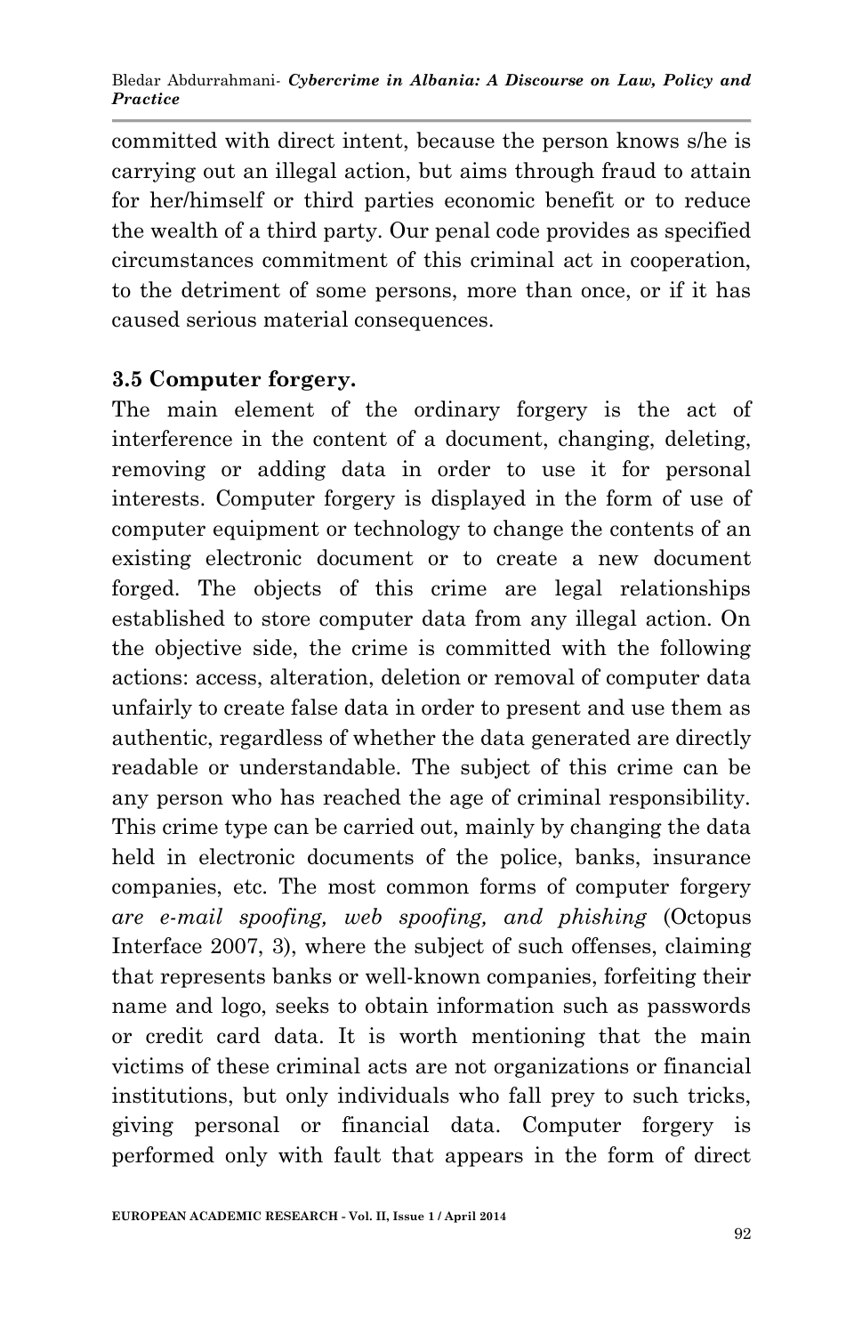committed with direct intent, because the person knows s/he is carrying out an illegal action, but aims through fraud to attain for her/himself or third parties economic benefit or to reduce the wealth of a third party. Our penal code provides as specified circumstances commitment of this criminal act in cooperation, to the detriment of some persons, more than once, or if it has caused serious material consequences.

### 3.5 Computer forgery.

The main element of the ordinary forgery is the act of interference in the content of a document, changing, deleting, removing or adding data in order to use it for personal interests. Computer forgery is displayed in the form of use of computer equipment or technology to change the contents of an existing electronic document or to create a new document forged. The objects of this crime are legal relationships established to store computer data from any illegal action. On the objective side, the crime is committed with the following actions: access, alteration, deletion or removal of computer data unfairly to create false data in order to present and use them as authentic, regardless of whether the data generated are directly readable or understandable. The subject of this crime can be any person who has reached the age of criminal responsibility. This crime type can be carried out, mainly by changing the data held in electronic documents of the police, banks, insurance companies, etc. The most common forms of computer forgery *are e-mail spoofing, web spoofing, and phishing* (Octopus Interface 2007, 3), where the subject of such offenses, claiming that represents banks or well-known companies, forfeiting their name and logo, seeks to obtain information such as passwords or credit card data. It is worth mentioning that the main victims of these criminal acts are not organizations or financial institutions, but only individuals who fall prey to such tricks, giving personal or financial data. Computer forgery is performed only with fault that appears in the form of direct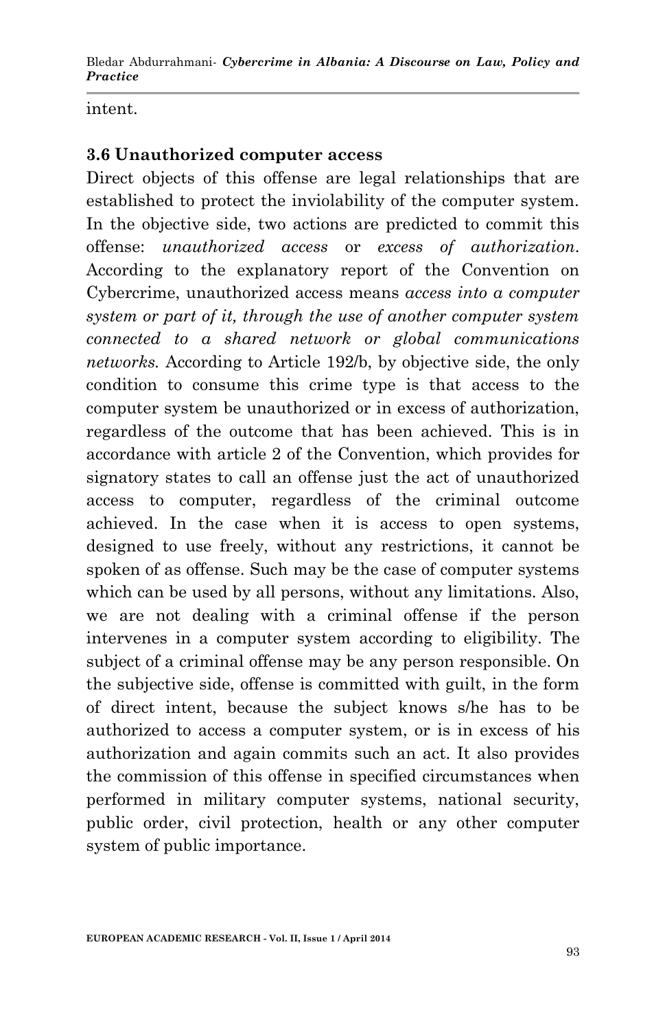intent.

### 3.6 Unauthorized computer access

Direct objects of this offense are legal relationships that are established to protect the inviolability of the computer system. In the objective side, two actions are predicted to commit this offense: *unauthorized access* or *excess of authorization*. According to the explanatory report of the Convention on Cybercrime, unauthorized access means *access into a computer system or part of it, through the use of another computer system connected to a shared network or global communications networks.* According to Article 192/b, by objective side, the only condition to consume this crime type is that access to the computer system be unauthorized or in excess of authorization, regardless of the outcome that has been achieved. This is in accordance with article 2 of the Convention, which provides for signatory states to call an offense just the act of unauthorized access to computer, regardless of the criminal outcome achieved. In the case when it is access to open systems, designed to use freely, without any restrictions, it cannot be spoken of as offense. Such may be the case of computer systems which can be used by all persons, without any limitations. Also, we are not dealing with a criminal offense if the person intervenes in a computer system according to eligibility. The subject of a criminal offense may be any person responsible. On the subjective side, offense is committed with guilt, in the form of direct intent, because the subject knows s/he has to be authorized to access a computer system, or is in excess of his authorization and again commits such an act. It also provides the commission of this offense in specified circumstances when performed in military computer systems, national security, public order, civil protection, health or any other computer system of public importance.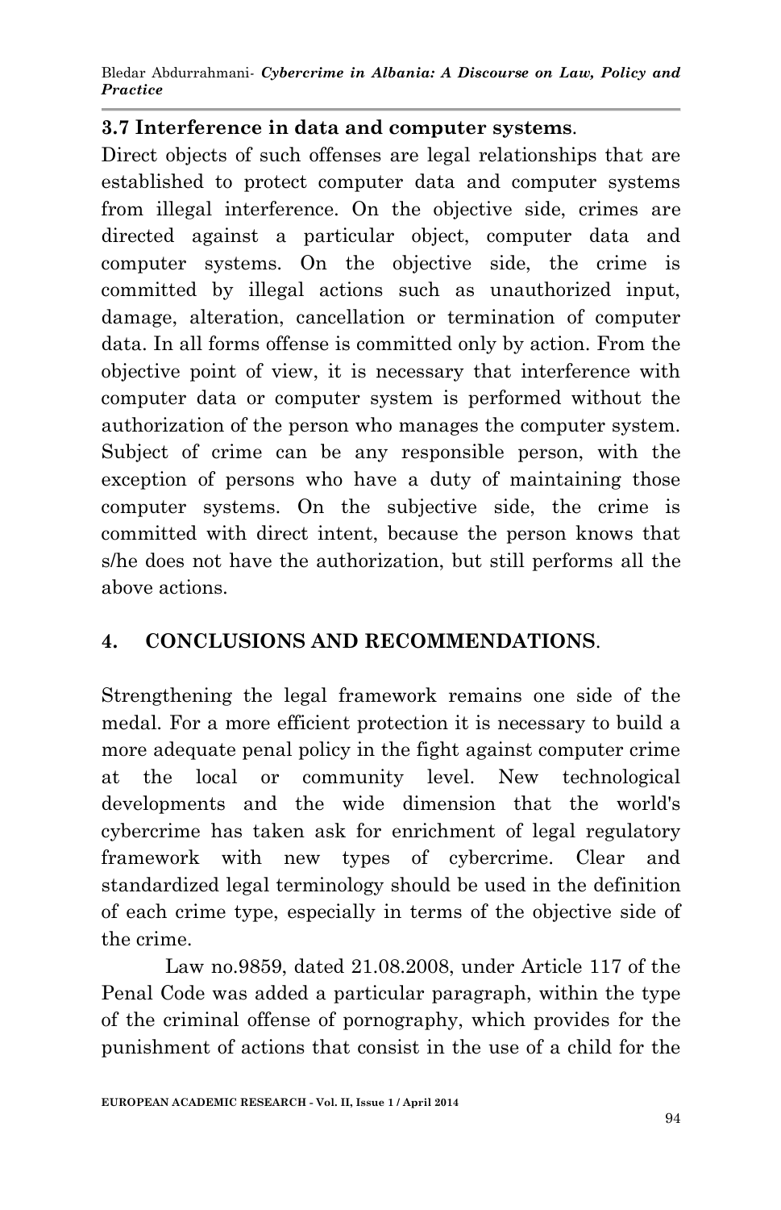### 3.7 Interference in data and computer systems.

Direct objects of such offenses are legal relationships that are established to protect computer data and computer systems from illegal interference. On the objective side, crimes are directed against a particular object, computer data and computer systems. On the objective side, the crime is committed by illegal actions such as unauthorized input, damage, alteration, cancellation or termination of computer data. In all forms offense is committed only by action. From the objective point of view, it is necessary that interference with computer data or computer system is performed without the authorization of the person who manages the computer system. Subject of crime can be any responsible person, with the exception of persons who have a duty of maintaining those computer systems. On the subjective side, the crime is committed with direct intent, because the person knows that s/he does not have the authorization, but still performs all the above actions.

## 4. CONCLUSIONS AND RECOMMENDATIONS.

Strengthening the legal framework remains one side of the medal. For a more efficient protection it is necessary to build a more adequate penal policy in the fight against computer crime at the local or community level. New technological developments and the wide dimension that the world's cybercrime has taken ask for enrichment of legal regulatory framework with new types of cybercrime. Clear and standardized legal terminology should be used in the definition of each crime type, especially in terms of the objective side of the crime.

Law no.9859, dated 21.08.2008, under Article 117 of the Penal Code was added a particular paragraph, within the type of the criminal offense of pornography, which provides for the punishment of actions that consist in the use of a child for the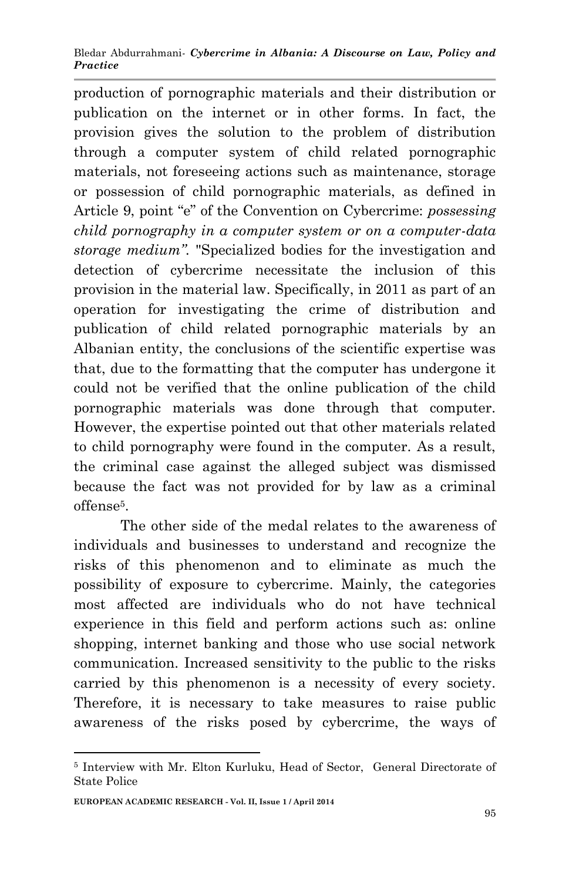production of pornographic materials and their distribution or publication on the internet or in other forms. In fact, the provision gives the solution to the problem of distribution through a computer system of child related pornographic materials, not foreseeing actions such as maintenance, storage or possession of child pornographic materials, as defined in Article 9, point "e" of the Convention on Cybercrime: *possessing child pornography in a computer system or on a computer-data storage medium"*. "Specialized bodies for the investigation and detection of cybercrime necessitate the inclusion of this provision in the material law. Specifically, in 2011 as part of an operation for investigating the crime of distribution and publication of child related pornographic materials by an Albanian entity, the conclusions of the scientific expertise was that, due to the formatting that the computer has undergone it could not be verified that the online publication of the child pornographic materials was done through that computer. However, the expertise pointed out that other materials related to child pornography were found in the computer. As a result, the criminal case against the alleged subject was dismissed because the fact was not provided for by law as a criminal offense[5].

The other side of the medal relates to the awareness of individuals and businesses to understand and recognize the risks of this phenomenon and to eliminate as much the possibility of exposure to cybercrime. Mainly, the categories most affected are individuals who do not have technical experience in this field and perform actions such as: online shopping, internet banking and those who use social network communication. Increased sensitivity to the public to the risks carried by this phenomenon is a necessity of every society. Therefore, it is necessary to take measures to raise public awareness of the risks posed by cybercrime, the ways of

[5] Interview with Mr. Elton Kurluku, Head of Sector, General Directorate of State Police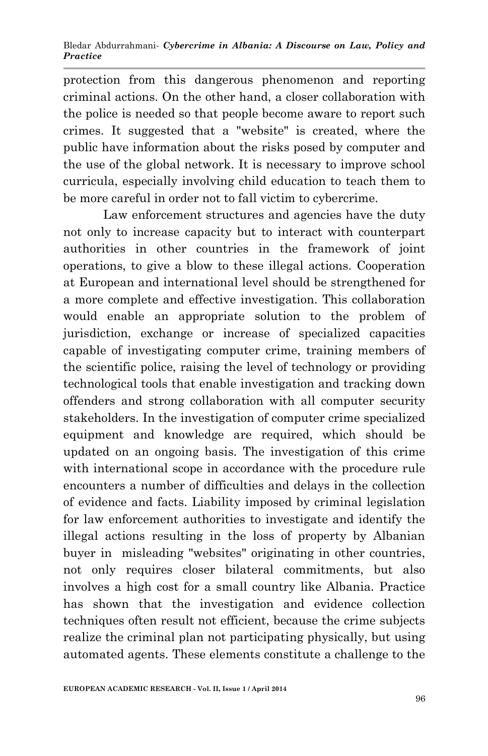protection from this dangerous phenomenon and reporting criminal actions. On the other hand, a closer collaboration with the police is needed so that people become aware to report such crimes. It suggested that a "website" is created, where the public have information about the risks posed by computer and the use of the global network. It is necessary to improve school curricula, especially involving child education to teach them to be more careful in order not to fall victim to cybercrime.

Law enforcement structures and agencies have the duty not only to increase capacity but to interact with counterpart authorities in other countries in the framework of joint operations, to give a blow to these illegal actions. Cooperation at European and international level should be strengthened for a more complete and effective investigation. This collaboration would enable an appropriate solution to the problem of jurisdiction, exchange or increase of specialized capacities capable of investigating computer crime, training members of the scientific police, raising the level of technology or providing technological tools that enable investigation and tracking down offenders and strong collaboration with all computer security stakeholders. In the investigation of computer crime specialized equipment and knowledge are required, which should be updated on an ongoing basis. The investigation of this crime with international scope in accordance with the procedure rule encounters a number of difficulties and delays in the collection of evidence and facts. Liability imposed by criminal legislation for law enforcement authorities to investigate and identify the illegal actions resulting in the loss of property by Albanian buyer in misleading "websites" originating in other countries, not only requires closer bilateral commitments, but also involves a high cost for a small country like Albania. Practice has shown that the investigation and evidence collection techniques often result not efficient, because the crime subjects realize the criminal plan not participating physically, but using automated agents. These elements constitute a challenge to the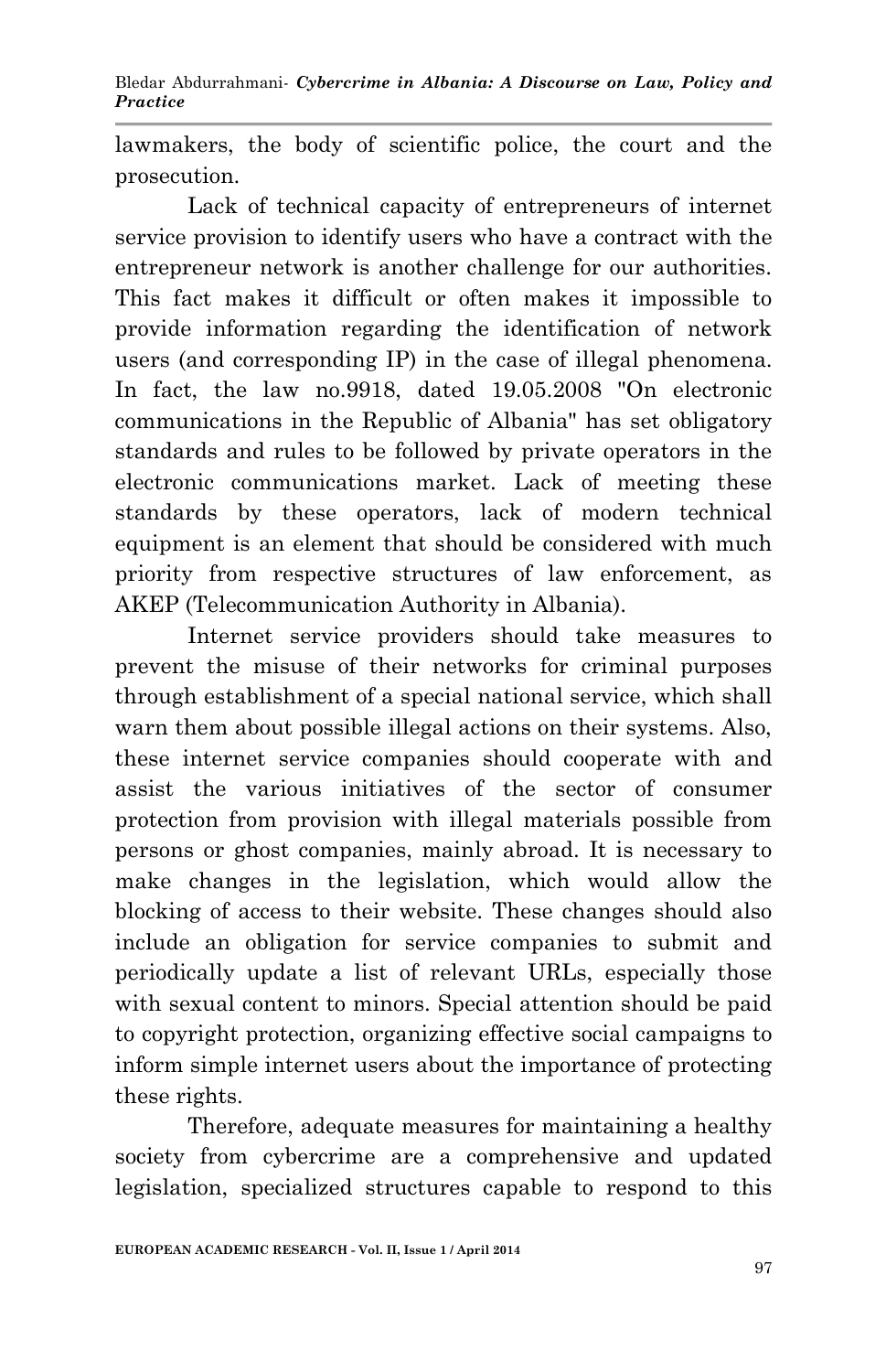lawmakers, the body of scientific police, the court and the prosecution.

Lack of technical capacity of entrepreneurs of internet service provision to identify users who have a contract with the entrepreneur network is another challenge for our authorities. This fact makes it difficult or often makes it impossible to provide information regarding the identification of network users (and corresponding IP) in the case of illegal phenomena. In fact, the law no.9918, dated 19.05.2008 "On electronic communications in the Republic of Albania" has set obligatory standards and rules to be followed by private operators in the electronic communications market. Lack of meeting these standards by these operators, lack of modern technical equipment is an element that should be considered with much priority from respective structures of law enforcement, as AKEP (Telecommunication Authority in Albania).

Internet service providers should take measures to prevent the misuse of their networks for criminal purposes through establishment of a special national service, which shall warn them about possible illegal actions on their systems. Also, these internet service companies should cooperate with and assist the various initiatives of the sector of consumer protection from provision with illegal materials possible from persons or ghost companies, mainly abroad. It is necessary to make changes in the legislation, which would allow the blocking of access to their website. These changes should also include an obligation for service companies to submit and periodically update a list of relevant URLs, especially those with sexual content to minors. Special attention should be paid to copyright protection, organizing effective social campaigns to inform simple internet users about the importance of protecting these rights.

Therefore, adequate measures for maintaining a healthy society from cybercrime are a comprehensive and updated legislation, specialized structures capable to respond to this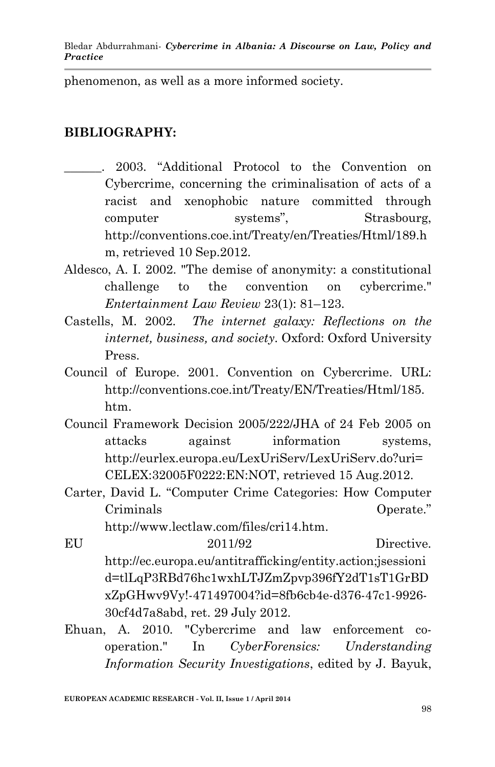phenomenon, as well as a more informed society.

## BIBLIOGRAPHY:

______. 2003. "Additional Protocol to the Convention on Cybercrime, concerning the criminalisation of acts of a racist and xenophobic nature committed through computer systems", Strasbourg, http://conventions.coe.int/Treaty/en/Treaties/Html/189.hm, retrieved 10 Sep.2012.

Aldesco, A. I. 2002. "The demise of anonymity: a constitutional challenge to the convention on cybercrime." *Entertainment Law Review* 23(1): 81–123.

Castells, M. 2002. *The internet galaxy: Reflections on the internet, business, and society*. Oxford: Oxford University Press.

Council of Europe. 2001. Convention on Cybercrime. URL: http://conventions.coe.int/Treaty/EN/Treaties/Html/185.htm.

Council Framework Decision 2005/222/JHA of 24 Feb 2005 on attacks against information systems, http://eurlex.europa.eu/LexUriServ/LexUriServ.do?uri=CELEX:32005F0222:EN:NOT, retrieved 15 Aug.2012.

Carter, David L. "Computer Crime Categories: How Computer Criminals Operate." http://www.lectlaw.com/files/cri14.htm.

EU 2011/92 Directive. http://ec.europa.eu/antitrafficking/entity.action;jsessionid=tlLqP3RBd76hc1wxhLTJZmZpvp396fY2dT1sT1GrBDxZpGHwv9Vy!-471497004?id=8fb6cb4e-d376-47c1-9926-30cf4d7a8abd, ret. 29 July 2012.

Ehuan, A. 2010. "Cybercrime and law enforcement co-operation." In *CyberForensics: Understanding Information Security Investigations*, edited by J. Bayuk,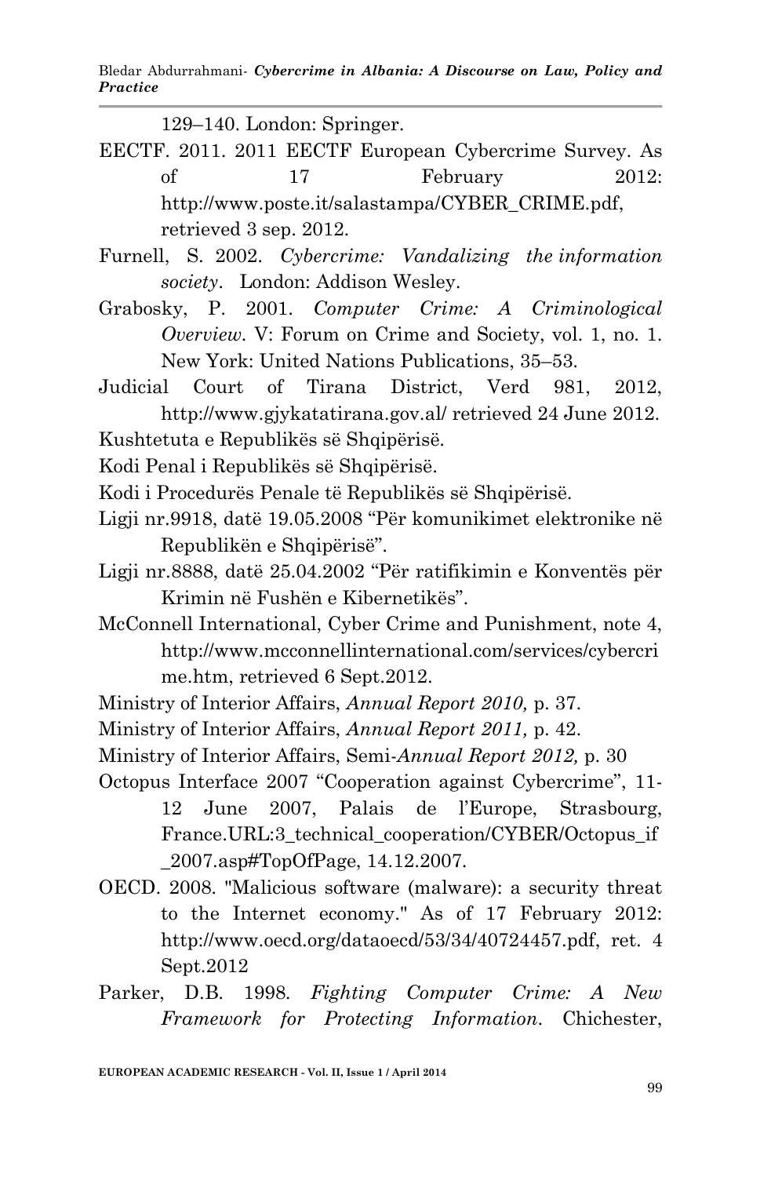129–140. London: Springer.

EECTF. 2011. 2011 EECTF European Cybercrime Survey. As of 17 February 2012: http://www.poste.it/salastampa/CYBER_CRIME.pdf, retrieved 3 sep. 2012.

Furnell, S. 2002. *Cybercrime: Vandalizing the information society*. London: Addison Wesley.

Grabosky, P. 2001. *Computer Crime: A Criminological Overview.* V: Forum on Crime and Society, vol. 1, no. 1. New York: United Nations Publications, 35–53.

Judicial Court of Tirana District, Verd 981, 2012, http://www.gjykatatirana.gov.al/ retrieved 24 June 2012.

Kushtetuta e Republikës së Shqipërisë.

Kodi Penal i Republikës së Shqipërisë.

Kodi i Procedurës Penale të Republikës së Shqipërisë.

Ligji nr.9918, datë 19.05.2008 "Për komunikimet elektronike në Republikën e Shqipërisë".

Ligji nr.8888, datë 25.04.2002 "Për ratifikimin e Konventës për Krimin në Fushën e Kibernetikës".

McConnell International, Cyber Crime and Punishment, note 4, http://www.mcconnellinternational.com/services/cybercrime.htm, retrieved 6 Sept.2012.

Ministry of Interior Affairs, *Annual Report 2010,* p. 37.

Ministry of Interior Affairs, *Annual Report 2011,* p. 42.

Ministry of Interior Affairs, Semi-*Annual Report 2012,* p. 30

Octopus Interface 2007 "Cooperation against Cybercrime", 11-12 June 2007, Palais de l'Europe, Strasbourg, France.URL:3_technical_cooperation/CYBER/Octopus_if_2007.asp#TopOfPage, 14.12.2007.

OECD. 2008. "Malicious software (malware): a security threat to the Internet economy." As of 17 February 2012: http://www.oecd.org/dataoecd/53/34/40724457.pdf, ret. 4 Sept.2012

Parker, D.B. 1998. *Fighting Computer Crime: A New Framework for Protecting Information*. Chichester,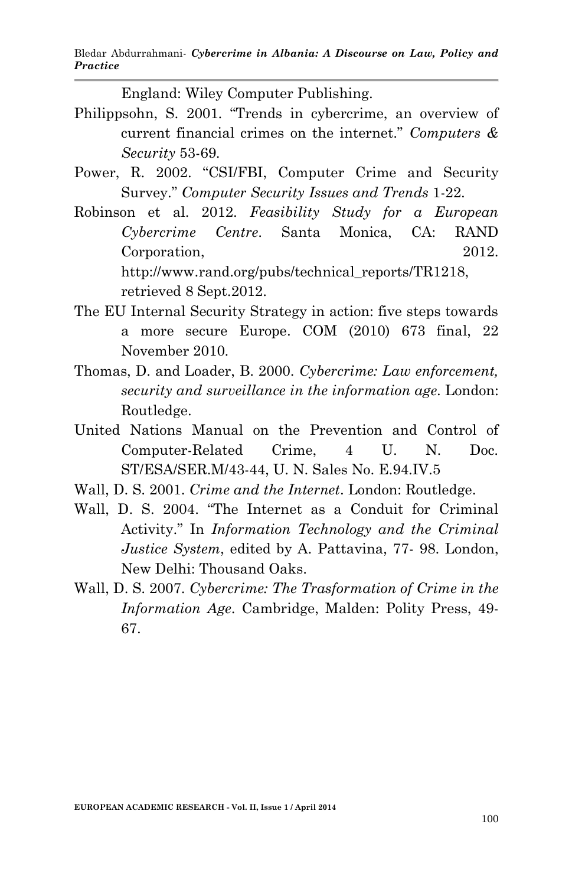England: Wiley Computer Publishing.

Philippsohn, S. 2001. "Trends in cybercrime, an overview of current financial crimes on the internet." *Computers & Security* 53-69.

Power, R. 2002. "CSI/FBI, Computer Crime and Security Survey." *Computer Security Issues and Trends* 1-22.

Robinson et al. 2012. *Feasibility Study for a European Cybercrime Centre*. Santa Monica, CA: RAND Corporation, 2012. http://www.rand.org/pubs/technical_reports/TR1218, retrieved 8 Sept.2012.

The EU Internal Security Strategy in action: five steps towards a more secure Europe. COM (2010) 673 final, 22 November 2010.

Thomas, D. and Loader, B. 2000. *Cybercrime: Law enforcement, security and surveillance in the information age*. London: Routledge.

United Nations Manual on the Prevention and Control of Computer-Related Crime, 4 U. N. Doc. ST/ESA/SER.M/43-44, U. N. Sales No. E.94.IV.5

Wall, D. S. 2001. *Crime and the Internet*. London: Routledge.

Wall, D. S. 2004. "The Internet as a Conduit for Criminal Activity." In *Information Technology and the Criminal Justice System*, edited by A. Pattavina, 77- 98. London, New Delhi: Thousand Oaks.

Wall, D. S. 2007. *Cybercrime: The Trasformation of Crime in the Information Age*. Cambridge, Malden: Polity Press, 49-67.